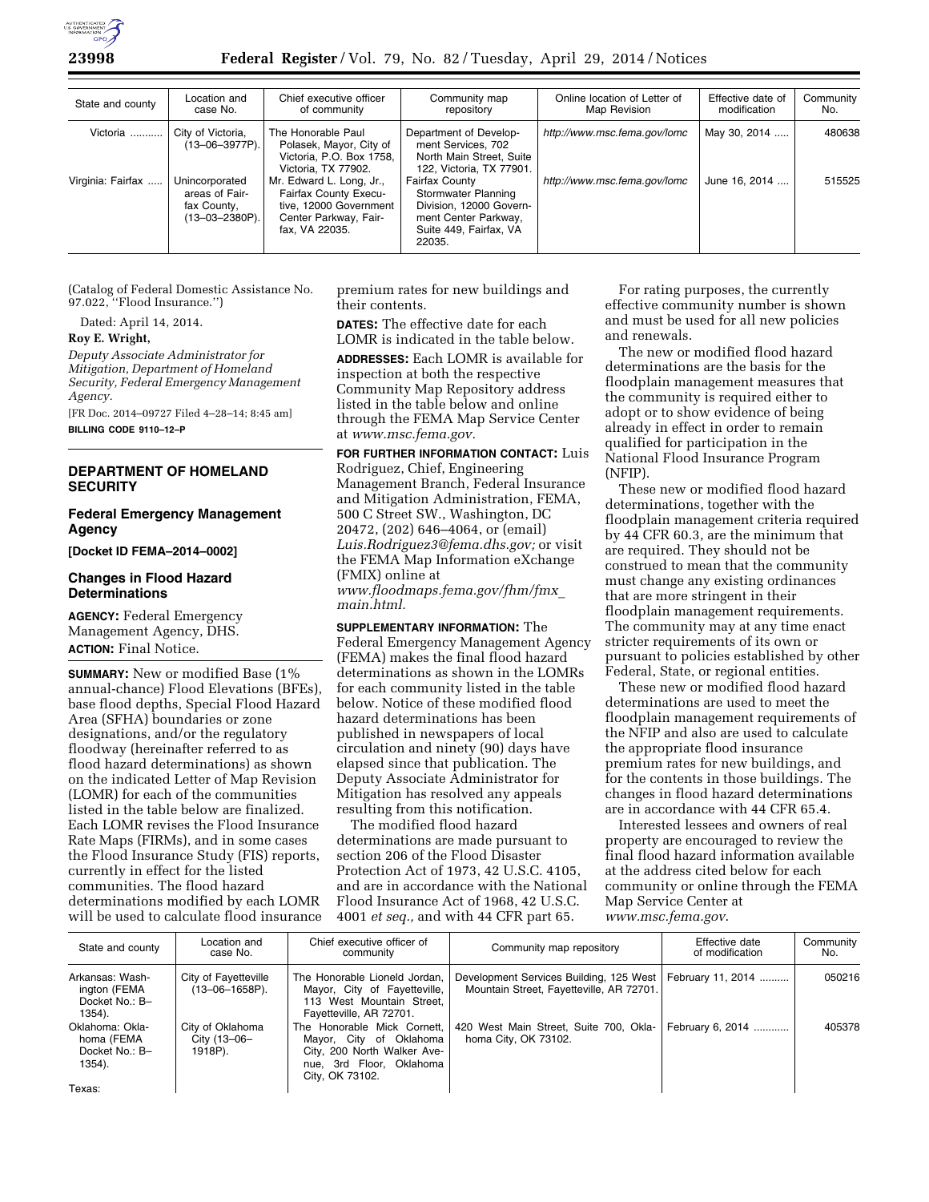| State and county | Location and case No. | Chief executive officer of community | Community map repository | Online location of Letter of Map Revision | Effective date of modification | Community No. |
|---|---|---|---|---|---|---|
| Victoria | City of Victoria, (13–06–3977P). | The Honorable Paul Polasek, Mayor, City of Victoria, P.O. Box 1758, Victoria, TX 77902. | Department of Development Services, 702 North Main Street, Suite 122, Victoria, TX 77901. | *http://www.msc.fema.gov/lomc* | May 30, 2014 | 480638 |
| Virginia: Fairfax | Unincorporated areas of Fairfax County, (13–03–2380P). | Mr. Edward L. Long, Jr., Fairfax County Executive, 12000 Government Center Parkway, Fairfax, VA 22035. | Fairfax County Stormwater Planning Division, 12000 Government Center Parkway, Suite 449, Fairfax, VA 22035. | *http://www.msc.fema.gov/lomc* | June 16, 2014 | 515525 |

(Catalog of Federal Domestic Assistance No. 97.022, ''Flood Insurance.'')

Dated: April 14, 2014.

**Roy E. Wright,**

*Deputy Associate Administrator for Mitigation, Department of Homeland Security, Federal Emergency Management Agency.*

[FR Doc. 2014–09727 Filed 4–28–14; 8:45 am]

**BILLING CODE 9110–12–P**

## DEPARTMENT OF HOMELAND SECURITY

### Federal Emergency Management Agency

**[Docket ID FEMA–2014–0002]**

### Changes in Flood Hazard Determinations

**AGENCY:** Federal Emergency Management Agency, DHS.

**ACTION:** Final Notice.

**SUMMARY:** New or modified Base (1% annual-chance) Flood Elevations (BFEs), base flood depths, Special Flood Hazard Area (SFHA) boundaries or zone designations, and/or the regulatory floodway (hereinafter referred to as flood hazard determinations) as shown on the indicated Letter of Map Revision (LOMR) for each of the communities listed in the table below are finalized. Each LOMR revises the Flood Insurance Rate Maps (FIRMs), and in some cases the Flood Insurance Study (FIS) reports, currently in effect for the listed communities. The flood hazard determinations modified by each LOMR will be used to calculate flood insurance premium rates for new buildings and their contents.

**DATES:** The effective date for each LOMR is indicated in the table below.

**ADDRESSES:** Each LOMR is available for inspection at both the respective Community Map Repository address listed in the table below and online through the FEMA Map Service Center at *www.msc.fema.gov.*

**FOR FURTHER INFORMATION CONTACT:** Luis Rodriguez, Chief, Engineering Management Branch, Federal Insurance and Mitigation Administration, FEMA, 500 C Street SW., Washington, DC 20472, (202) 646–4064, or (email) *Luis.Rodriguez3@fema.dhs.gov;* or visit the FEMA Map Information eXchange (FMIX) online at *www.floodmaps.fema.gov/fhm/fmx_main.html.*

**SUPPLEMENTARY INFORMATION:** The Federal Emergency Management Agency (FEMA) makes the final flood hazard determinations as shown in the LOMRs for each community listed in the table below. Notice of these modified flood hazard determinations has been published in newspapers of local circulation and ninety (90) days have elapsed since that publication. The Deputy Associate Administrator for Mitigation has resolved any appeals resulting from this notification.

The modified flood hazard determinations are made pursuant to section 206 of the Flood Disaster Protection Act of 1973, 42 U.S.C. 4105, and are in accordance with the National Flood Insurance Act of 1968, 42 U.S.C. 4001 *et seq.,* and with 44 CFR part 65.

For rating purposes, the currently effective community number is shown and must be used for all new policies and renewals.

The new or modified flood hazard determinations are the basis for the floodplain management measures that the community is required either to adopt or to show evidence of being already in effect in order to remain qualified for participation in the National Flood Insurance Program (NFIP).

These new or modified flood hazard determinations, together with the floodplain management criteria required by 44 CFR 60.3, are the minimum that are required. They should not be construed to mean that the community must change any existing ordinances that are more stringent in their floodplain management requirements. The community may at any time enact stricter requirements of its own or pursuant to policies established by other Federal, State, or regional entities.

These new or modified flood hazard determinations are used to meet the floodplain management requirements of the NFIP and also are used to calculate the appropriate flood insurance premium rates for new buildings, and for the contents in those buildings. The changes in flood hazard determinations are in accordance with 44 CFR 65.4.

Interested lessees and owners of real property are encouraged to review the final flood hazard information available at the address cited below for each community or online through the FEMA Map Service Center at *www.msc.fema.gov.*

| State and county | Location and case No. | Chief executive officer of community | Community map repository | Effective date of modification | Community No. |
|---|---|---|---|---|---|
| Arkansas: Washington (FEMA Docket No.: B–1354). | City of Fayetteville (13–06–1658P). | The Honorable Lioneld Jordan, Mayor, City of Fayetteville, 113 West Mountain Street, Fayetteville, AR 72701. | Development Services Building, 125 West Mountain Street, Fayetteville, AR 72701. | February 11, 2014 | 050216 |
| Oklahoma: Oklahoma (FEMA Docket No.: B–1354). | City of Oklahoma City (13–06–1918P). | The Honorable Mick Cornett, Mayor, City of Oklahoma City, 200 North Walker Avenue, 3rd Floor, Oklahoma City, OK 73102. | 420 West Main Street, Suite 700, Oklahoma City, OK 73102. | February 6, 2014 | 405378 |
| Texas: | | | | | |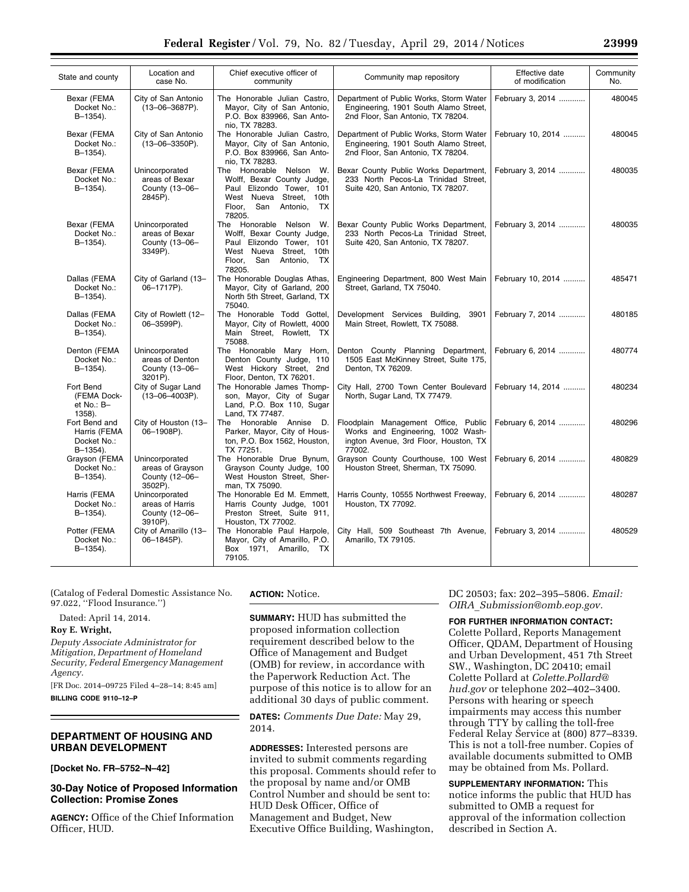| State and county | Location and case No. | Chief executive officer of community | Community map repository | Effective date of modification | Community No. |
|---|---|---|---|---|---|
| Bexar (FEMA Docket No.: B–1354). | City of San Antonio (13–06–3687P). | The Honorable Julian Castro, Mayor, City of San Antonio, P.O. Box 839966, San Antonio, TX 78283. | Department of Public Works, Storm Water Engineering, 1901 South Alamo Street, 2nd Floor, San Antonio, TX 78204. | February 3, 2014 | 480045 |
| Bexar (FEMA Docket No.: B–1354). | City of San Antonio (13–06–3350P). | The Honorable Julian Castro, Mayor, City of San Antonio, P.O. Box 839966, San Antonio, TX 78283. | Department of Public Works, Storm Water Engineering, 1901 South Alamo Street, 2nd Floor, San Antonio, TX 78204. | February 10, 2014 | 480045 |
| Bexar (FEMA Docket No.: B–1354). | Unincorporated areas of Bexar County (13–06–2845P). | The Honorable Nelson W. Wolff, Bexar County Judge, Paul Elizondo Tower, 101 West Nueva Street, 10th Floor, San Antonio, TX 78205. | Bexar County Public Works Department, 233 North Pecos-La Trinidad Street, Suite 420, San Antonio, TX 78207. | February 3, 2014 | 480035 |
| Bexar (FEMA Docket No.: B–1354). | Unincorporated areas of Bexar County (13–06–3349P). | The Honorable Nelson W. Wolff, Bexar County Judge, Paul Elizondo Tower, 101 West Nueva Street, 10th Floor, San Antonio, TX 78205. | Bexar County Public Works Department, 233 North Pecos-La Trinidad Street, Suite 420, San Antonio, TX 78207. | February 3, 2014 | 480035 |
| Dallas (FEMA Docket No.: B–1354). | City of Garland (13–06–1717P). | The Honorable Douglas Athas, Mayor, City of Garland, 200 North 5th Street, Garland, TX 75040. | Engineering Department, 800 West Main Street, Garland, TX 75040. | February 10, 2014 | 485471 |
| Dallas (FEMA Docket No.: B–1354). | City of Rowlett (12–06–3599P). | The Honorable Todd Gottel, Mayor, City of Rowlett, 4000 Main Street, Rowlett, TX 75088. | Development Services Building, 3901 Main Street, Rowlett, TX 75088. | February 7, 2014 | 480185 |
| Denton (FEMA Docket No.: B–1354). | Unincorporated areas of Denton County (13–06–3201P). | The Honorable Mary Horn, Denton County Judge, 110 West Hickory Street, 2nd Floor, Denton, TX 76201. | Denton County Planning Department, 1505 East McKinney Street, Suite 175, Denton, TX 76209. | February 6, 2014 | 480774 |
| Fort Bend (FEMA Docket No.: B–1358). | City of Sugar Land (13–06–4003P). | The Honorable James Thompson, Mayor, City of Sugar Land, P.O. Box 110, Sugar Land, TX 77487. | City Hall, 2700 Town Center Boulevard North, Sugar Land, TX 77479. | February 14, 2014 | 480234 |
| Fort Bend and Harris (FEMA Docket No.: B–1354). | City of Houston (13–06–1908P). | The Honorable Annise D. Parker, Mayor, City of Houston, P.O. Box 1562, Houston, TX 77251. | Floodplain Management Office, Public Works and Engineering, 1002 Washington Avenue, 3rd Floor, Houston, TX 77002. | February 6, 2014 | 480296 |
| Grayson (FEMA Docket No.: B–1354). | Unincorporated areas of Grayson County (12–06–3502P). | The Honorable Drue Bynum, Grayson County Judge, 100 West Houston Street, Sherman, TX 75090. | Grayson County Courthouse, 100 West Houston Street, Sherman, TX 75090. | February 6, 2014 | 480829 |
| Harris (FEMA Docket No.: B–1354). | Unincorporated areas of Harris County (12–06–3910P). | The Honorable Ed M. Emmett, Harris County Judge, 1001 Preston Street, Suite 911, Houston, TX 77002. | Harris County, 10555 Northwest Freeway, Houston, TX 77092. | February 6, 2014 | 480287 |
| Potter (FEMA Docket No.: B–1354). | City of Amarillo (13–06–1845P). | The Honorable Paul Harpole, Mayor, City of Amarillo, P.O. Box 1971, Amarillo, TX 79105. | City Hall, 509 Southeast 7th Avenue, Amarillo, TX 79105. | February 3, 2014 | 480529 |

(Catalog of Federal Domestic Assistance No. 97.022, ''Flood Insurance.'')

Dated: April 14, 2014.

**Roy E. Wright,**

*Deputy Associate Administrator for Mitigation, Department of Homeland Security, Federal Emergency Management Agency.*

[FR Doc. 2014–09725 Filed 4–28–14; 8:45 am]

**BILLING CODE 9110–12–P**

## DEPARTMENT OF HOUSING AND URBAN DEVELOPMENT

**[Docket No. FR–5752–N–42]**

### 30-Day Notice of Proposed Information Collection: Promise Zones

**AGENCY:** Office of the Chief Information Officer, HUD.

**ACTION:** Notice.

**SUMMARY:** HUD has submitted the proposed information collection requirement described below to the Office of Management and Budget (OMB) for review, in accordance with the Paperwork Reduction Act. The purpose of this notice is to allow for an additional 30 days of public comment.

**DATES:** *Comments Due Date:* May 29, 2014.

**ADDRESSES:** Interested persons are invited to submit comments regarding this proposal. Comments should refer to the proposal by name and/or OMB Control Number and should be sent to: HUD Desk Officer, Office of Management and Budget, New Executive Office Building, Washington, DC 20503; fax: 202–395–5806. *Email: OIRA_Submission@omb.eop.gov.*

**FOR FURTHER INFORMATION CONTACT:** Colette Pollard, Reports Management Officer, QDAM, Department of Housing and Urban Development, 451 7th Street SW., Washington, DC 20410; email Colette Pollard at *Colette.Pollard@hud.gov* or telephone 202–402–3400. Persons with hearing or speech impairments may access this number through TTY by calling the toll-free Federal Relay Service at (800) 877–8339. This is not a toll-free number. Copies of available documents submitted to OMB may be obtained from Ms. Pollard.

**SUPPLEMENTARY INFORMATION:** This notice informs the public that HUD has submitted to OMB a request for approval of the information collection described in Section A.